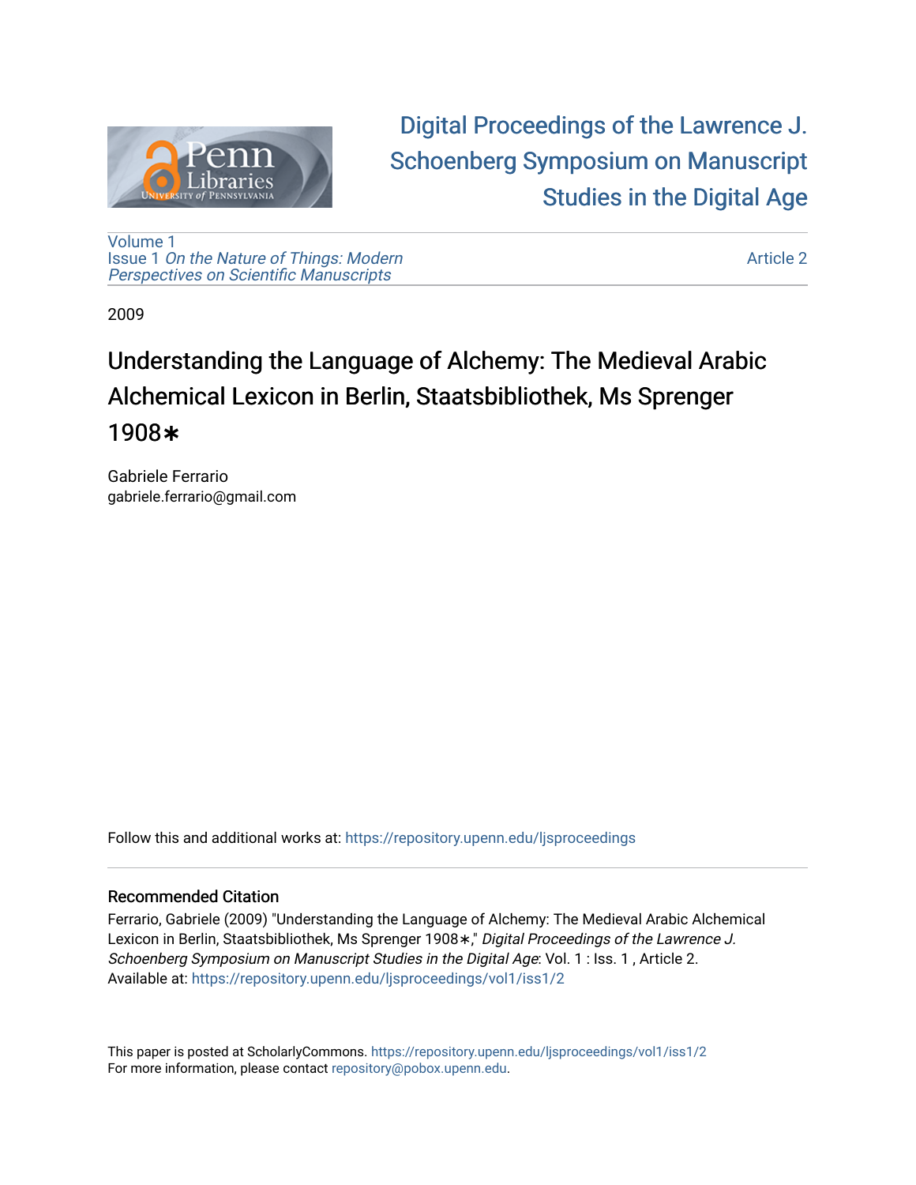# Digital Proceedings of the Lawrence J. Schoenberg Symposium on Manuscript Studies in the Digital Age

Volume 1
Issue 1 *On the Nature of Things: Modern Perspectives on Scientific Manuscripts*

Article 2

2009

## Understanding the Language of Alchemy: The Medieval Arabic Alchemical Lexicon in Berlin, Staatsbibliothek, Ms Sprenger 1908∗

Gabriele Ferrario
gabriele.ferrario@gmail.com

Follow this and additional works at: https://repository.upenn.edu/ljsproceedings

### Recommended Citation

Ferrario, Gabriele (2009) "Understanding the Language of Alchemy: The Medieval Arabic Alchemical Lexicon in Berlin, Staatsbibliothek, Ms Sprenger 1908∗," *Digital Proceedings of the Lawrence J. Schoenberg Symposium on Manuscript Studies in the Digital Age*: Vol. 1 : Iss. 1 , Article 2.
Available at: https://repository.upenn.edu/ljsproceedings/vol1/iss1/2

This paper is posted at ScholarlyCommons. https://repository.upenn.edu/ljsproceedings/vol1/iss1/2
For more information, please contact repository@pobox.upenn.edu.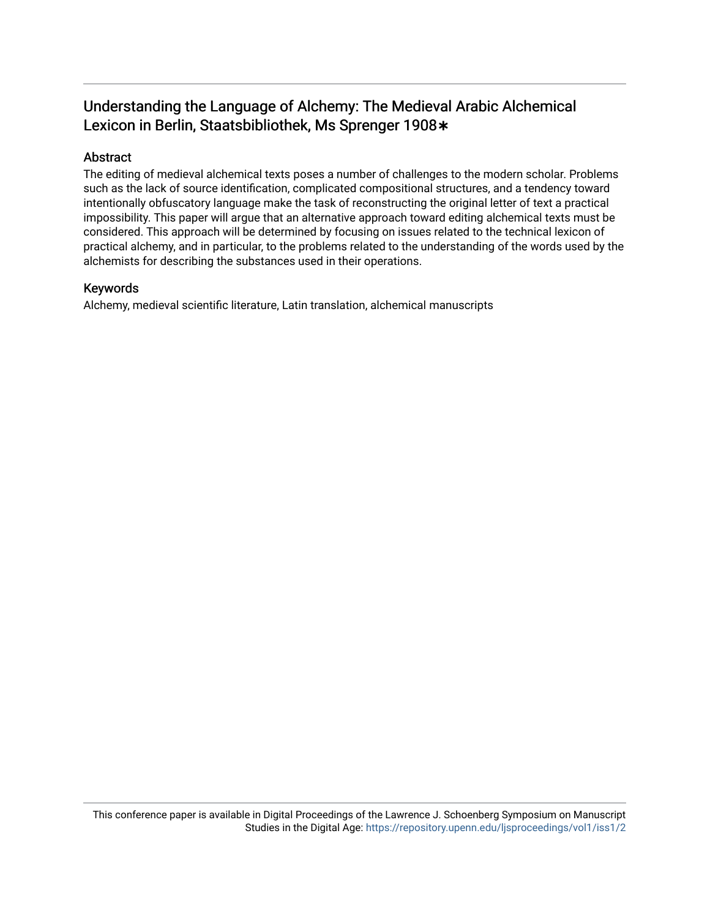# Understanding the Language of Alchemy: The Medieval Arabic Alchemical Lexicon in Berlin, Staatsbibliothek, Ms Sprenger 1908∗

## Abstract

The editing of medieval alchemical texts poses a number of challenges to the modern scholar. Problems such as the lack of source identification, complicated compositional structures, and a tendency toward intentionally obfuscatory language make the task of reconstructing the original letter of text a practical impossibility. This paper will argue that an alternative approach toward editing alchemical texts must be considered. This approach will be determined by focusing on issues related to the technical lexicon of practical alchemy, and in particular, to the problems related to the understanding of the words used by the alchemists for describing the substances used in their operations.

## Keywords

Alchemy, medieval scientific literature, Latin translation, alchemical manuscripts

This conference paper is available in Digital Proceedings of the Lawrence J. Schoenberg Symposium on Manuscript Studies in the Digital Age: https://repository.upenn.edu/ljsproceedings/vol1/iss1/2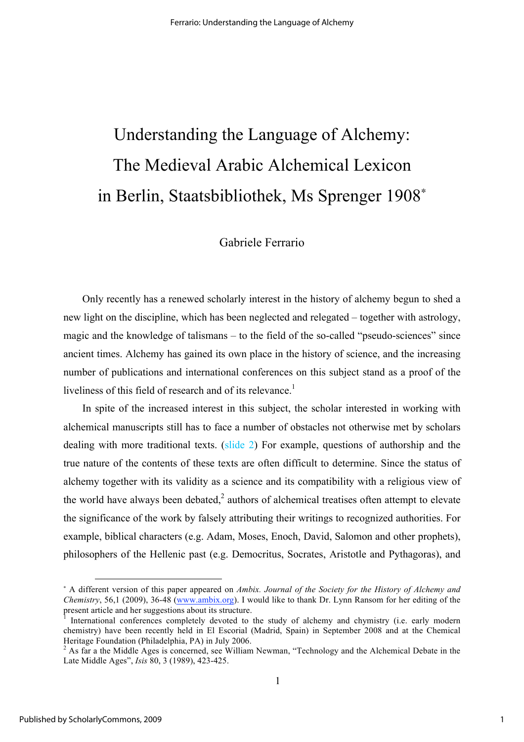# Understanding the Language of Alchemy: The Medieval Arabic Alchemical Lexicon in Berlin, Staatsbibliothek, Ms Sprenger 1908*

Gabriele Ferrario

Only recently has a renewed scholarly interest in the history of alchemy begun to shed a new light on the discipline, which has been neglected and relegated – together with astrology, magic and the knowledge of talismans – to the field of the so-called "pseudo-sciences" since ancient times. Alchemy has gained its own place in the history of science, and the increasing number of publications and international conferences on this subject stand as a proof of the liveliness of this field of research and of its relevance.[1]

In spite of the increased interest in this subject, the scholar interested in working with alchemical manuscripts still has to face a number of obstacles not otherwise met by scholars dealing with more traditional texts. (slide 2) For example, questions of authorship and the true nature of the contents of these texts are often difficult to determine. Since the status of alchemy together with its validity as a science and its compatibility with a religious view of the world have always been debated,[2] authors of alchemical treatises often attempt to elevate the significance of the work by falsely attributing their writings to recognized authorities. For example, biblical characters (e.g. Adam, Moses, Enoch, David, Salomon and other prophets), philosophers of the Hellenic past (e.g. Democritus, Socrates, Aristotle and Pythagoras), and

---

* A different version of this paper appeared on *Ambix. Journal of the Society for the History of Alchemy and Chemistry*, 56,1 (2009), 36-48 (www.ambix.org). I would like to thank Dr. Lynn Ransom for her editing of the present article and her suggestions about its structure.

[1] International conferences completely devoted to the study of alchemy and chymistry (i.e. early modern chemistry) have been recently held in El Escorial (Madrid, Spain) in September 2008 and at the Chemical Heritage Foundation (Philadelphia, PA) in July 2006.

[2] As far a the Middle Ages is concerned, see William Newman, "Technology and the Alchemical Debate in the Late Middle Ages", *Isis* 80, 3 (1989), 423-425.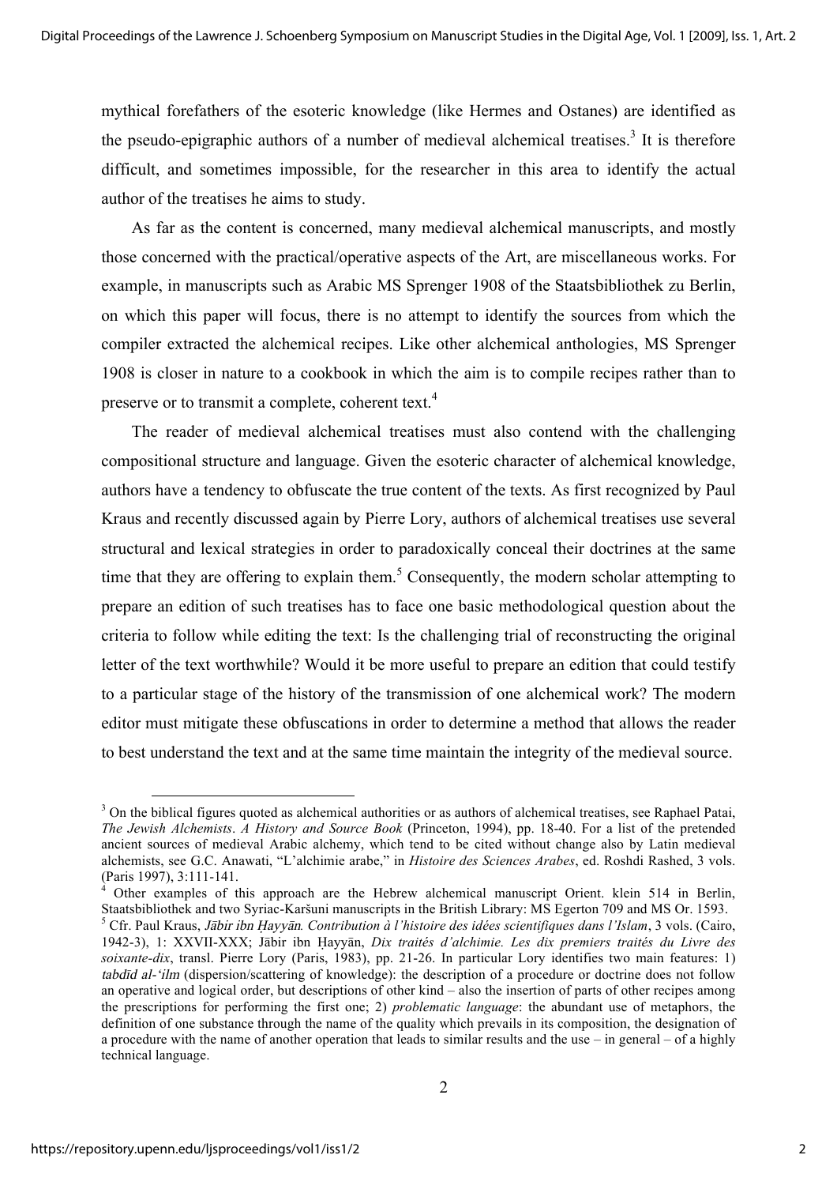mythical forefathers of the esoteric knowledge (like Hermes and Ostanes) are identified as the pseudo-epigraphic authors of a number of medieval alchemical treatises.[3] It is therefore difficult, and sometimes impossible, for the researcher in this area to identify the actual author of the treatises he aims to study.

As far as the content is concerned, many medieval alchemical manuscripts, and mostly those concerned with the practical/operative aspects of the Art, are miscellaneous works. For example, in manuscripts such as Arabic MS Sprenger 1908 of the Staatsbibliothek zu Berlin, on which this paper will focus, there is no attempt to identify the sources from which the compiler extracted the alchemical recipes. Like other alchemical anthologies, MS Sprenger 1908 is closer in nature to a cookbook in which the aim is to compile recipes rather than to preserve or to transmit a complete, coherent text.[4]

The reader of medieval alchemical treatises must also contend with the challenging compositional structure and language. Given the esoteric character of alchemical knowledge, authors have a tendency to obfuscate the true content of the texts. As first recognized by Paul Kraus and recently discussed again by Pierre Lory, authors of alchemical treatises use several structural and lexical strategies in order to paradoxically conceal their doctrines at the same time that they are offering to explain them.[5] Consequently, the modern scholar attempting to prepare an edition of such treatises has to face one basic methodological question about the criteria to follow while editing the text: Is the challenging trial of reconstructing the original letter of the text worthwhile? Would it be more useful to prepare an edition that could testify to a particular stage of the history of the transmission of one alchemical work? The modern editor must mitigate these obfuscations in order to determine a method that allows the reader to best understand the text and at the same time maintain the integrity of the medieval source.

---

[3] On the biblical figures quoted as alchemical authorities or as authors of alchemical treatises, see Raphael Patai, *The Jewish Alchemists. A History and Source Book* (Princeton, 1994), pp. 18-40. For a list of the pretended ancient sources of medieval Arabic alchemy, which tend to be cited without change also by Latin medieval alchemists, see G.C. Anawati, "L'alchimie arabe," in *Histoire des Sciences Arabes*, ed. Roshdi Rashed, 3 vols. (Paris 1997), 3:111-141.

[4] Other examples of this approach are the Hebrew alchemical manuscript Orient. klein 514 in Berlin, Staatsbibliothek and two Syriac-Karšuni manuscripts in the British Library: MS Egerton 709 and MS Or. 1593.

[5] Cfr. Paul Kraus, *Jābir ibn Ḥayyān. Contribution à l'histoire des idées scientifiques dans l'Islam*, 3 vols. (Cairo, 1942-3), 1: XXVII-XXX; Jābir ibn Ḥayyān, *Dix traités d'alchimie. Les dix premiers traités du Livre des soixante-dix*, transl. Pierre Lory (Paris, 1983), pp. 21-26. In particular Lory identifies two main features: 1) *tabdīd al-'ilm* (dispersion/scattering of knowledge): the description of a procedure or doctrine does not follow an operative and logical order, but descriptions of other kind – also the insertion of parts of other recipes among the prescriptions for performing the first one; 2) *problematic language*: the abundant use of metaphors, the definition of one substance through the name of the quality which prevails in its composition, the designation of a procedure with the name of another operation that leads to similar results and the use – in general – of a highly technical language.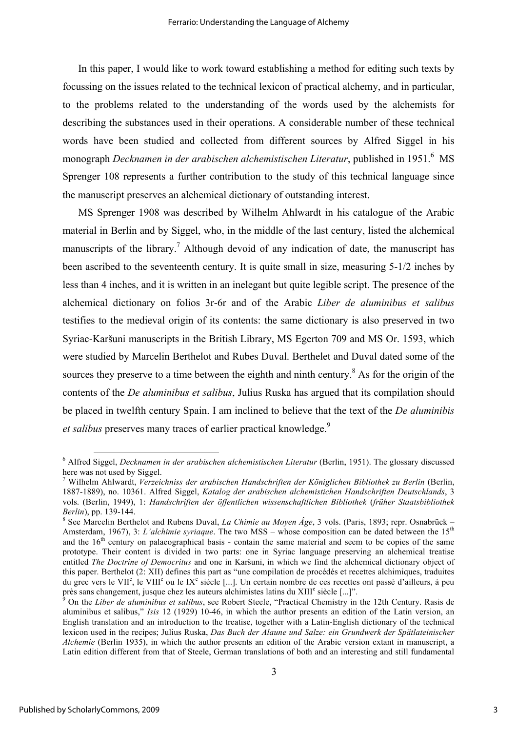In this paper, I would like to work toward establishing a method for editing such texts by focussing on the issues related to the technical lexicon of practical alchemy, and in particular, to the problems related to the understanding of the words used by the alchemists for describing the substances used in their operations. A considerable number of these technical words have been studied and collected from different sources by Alfred Siggel in his monograph *Decknamen in der arabischen alchemistischen Literatur*, published in 1951.[6] MS Sprenger 108 represents a further contribution to the study of this technical language since the manuscript preserves an alchemical dictionary of outstanding interest.

MS Sprenger 1908 was described by Wilhelm Ahlwardt in his catalogue of the Arabic material in Berlin and by Siggel, who, in the middle of the last century, listed the alchemical manuscripts of the library.[7] Although devoid of any indication of date, the manuscript has been ascribed to the seventeenth century. It is quite small in size, measuring 5-1/2 inches by less than 4 inches, and it is written in an inelegant but quite legible script. The presence of the alchemical dictionary on folios 3r-6r and of the Arabic *Liber de aluminibus et salibus* testifies to the medieval origin of its contents: the same dictionary is also preserved in two Syriac-Karšuni manuscripts in the British Library, MS Egerton 709 and MS Or. 1593, which were studied by Marcelin Berthelot and Rubes Duval. Berthelet and Duval dated some of the sources they preserve to a time between the eighth and ninth century.[8] As for the origin of the contents of the *De aluminibus et salibus*, Julius Ruska has argued that its compilation should be placed in twelfth century Spain. I am inclined to believe that the text of the *De aluminibis et salibus* preserves many traces of earlier practical knowledge.[9]

---

[6] Alfred Siggel, *Decknamen in der arabischen alchemistischen Literatur* (Berlin, 1951). The glossary discussed here was not used by Siggel.

[7] Wilhelm Ahlwardt, *Verzeichniss der arabischen Handschriften der Königlichen Bibliothek zu Berlin* (Berlin, 1887-1889), no. 10361. Alfred Siggel, *Katalog der arabischen alchemistichen Handschriften Deutschlands*, 3 vols. (Berlin, 1949), 1: *Handschriften der öffentlichen wissenschaftlichen Bibliothek* (*früher Staatsbibliothek Berlin*), pp. 139-144.

[8] See Marcelin Berthelot and Rubens Duval, *La Chimie au Moyen Âge*, 3 vols. (Paris, 1893; repr. Osnabrück – Amsterdam, 1967), 3: *L'alchimie syriaque*. The two MSS – whose composition can be dated between the 15th and the 16th century on palaeographical basis - contain the same material and seem to be copies of the same prototype. Their content is divided in two parts: one in Syriac language preserving an alchemical treatise entitled *The Doctrine of Democritus* and one in Karšuni, in which we find the alchemical dictionary object of this paper. Berthelot (2: XII) defines this part as "une compilation de procédés et recettes alchimiques, traduites du grec vers le VIIe, le VIIIe ou le IXe siècle [...]. Un certain nombre de ces recettes ont passé d'ailleurs, à peu près sans changement, jusque chez les auteurs alchimistes latins du XIIIe siècle [...]".

[9] On the *Liber de aluminibus et salibus*, see Robert Steele, "Practical Chemistry in the 12th Century. Rasis de aluminibus et salibus," *Isis* 12 (1929) 10-46, in which the author presents an edition of the Latin version, an English translation and an introduction to the treatise, together with a Latin-English dictionary of the technical lexicon used in the recipes; Julius Ruska, *Das Buch der Alaune und Salze: ein Grundwerk der Spätlateinischer Alchemie* (Berlin 1935), in which the author presents an edition of the Arabic version extant in manuscript, a Latin edition different from that of Steele, German translations of both and an interesting and still fundamental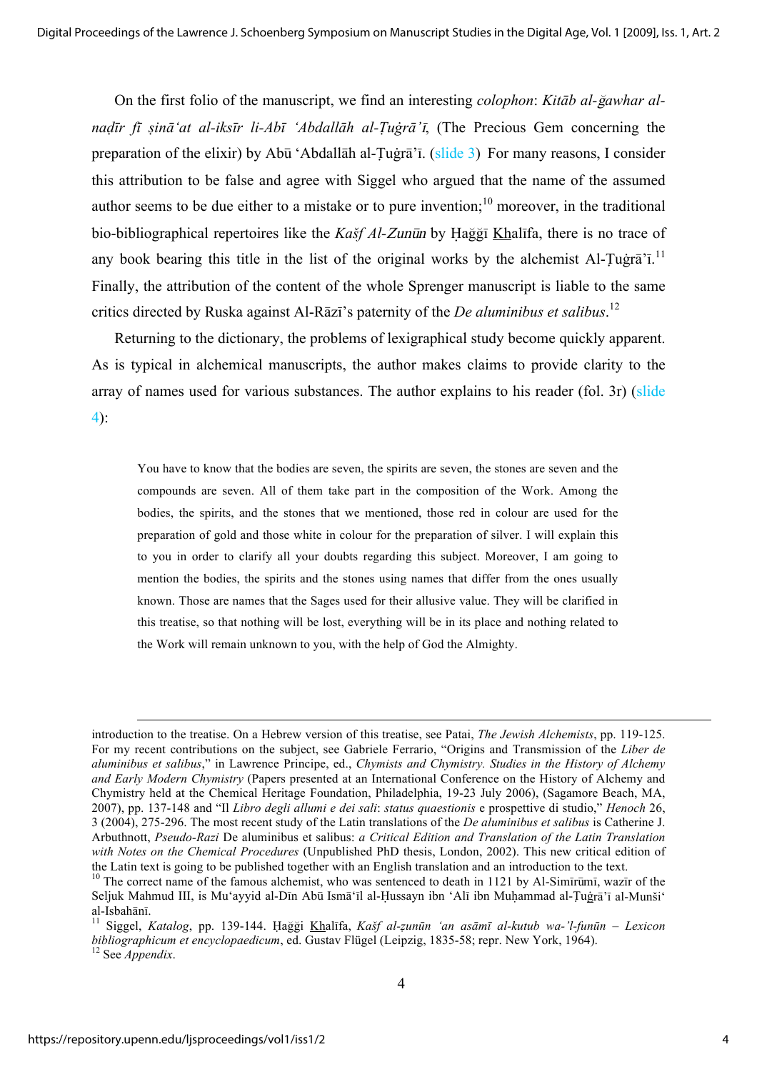On the first folio of the manuscript, we find an interesting *colophon*: *Kitāb al-ğawhar al-naḍīr fī ṣinā'at al-iksīr li-Abī 'Abdallāh al-Ṭuġrā'ī*, (The Precious Gem concerning the preparation of the elixir) by Abū 'Abdallāh al-Ṭuġrā'ī. (slide 3) For many reasons, I consider this attribution to be false and agree with Siggel who argued that the name of the assumed author seems to be due either to a mistake or to pure invention;[10] moreover, in the traditional bio-bibliographical repertoires like the *Kašf Al-Zunūn* by Ḥağğī Khalīfa, there is no trace of any book bearing this title in the list of the original works by the alchemist Al-Ṭuġrā'ī.[11] Finally, the attribution of the content of the whole Sprenger manuscript is liable to the same critics directed by Ruska against Al-Rāzī's paternity of the *De aluminibus et salibus*.[12]

Returning to the dictionary, the problems of lexigraphical study become quickly apparent. As is typical in alchemical manuscripts, the author makes claims to provide clarity to the array of names used for various substances. The author explains to his reader (fol. 3r) (slide 4):

> You have to know that the bodies are seven, the spirits are seven, the stones are seven and the compounds are seven. All of them take part in the composition of the Work. Among the bodies, the spirits, and the stones that we mentioned, those red in colour are used for the preparation of gold and those white in colour for the preparation of silver. I will explain this to you in order to clarify all your doubts regarding this subject. Moreover, I am going to mention the bodies, the spirits and the stones using names that differ from the ones usually known. Those are names that the Sages used for their allusive value. They will be clarified in this treatise, so that nothing will be lost, everything will be in its place and nothing related to the Work will remain unknown to you, with the help of God the Almighty.

---

introduction to the treatise. On a Hebrew version of this treatise, see Patai, *The Jewish Alchemists*, pp. 119-125. For my recent contributions on the subject, see Gabriele Ferrario, "Origins and Transmission of the *Liber de aluminibus et salibus*," in Lawrence Principe, ed., *Chymists and Chymistry. Studies in the History of Alchemy and Early Modern Chymistry* (Papers presented at an International Conference on the History of Alchemy and Chymistry held at the Chemical Heritage Foundation, Philadelphia, 19-23 July 2006), (Sagamore Beach, MA, 2007), pp. 137-148 and "Il *Libro degli allumi e dei sali*: *status quaestionis* e prospettive di studio," *Henoch* 26, 3 (2004), 275-296. The most recent study of the Latin translations of the *De aluminibus et salibus* is Catherine J. Arbuthnott, *Pseudo-Razi* De aluminibus et salibus: *a Critical Edition and Translation of the Latin Translation with Notes on the Chemical Procedures* (Unpublished PhD thesis, London, 2002). This new critical edition of the Latin text is going to be published together with an English translation and an introduction to the text.

[10] The correct name of the famous alchemist, who was sentenced to death in 1121 by Al-Simīrūmī, wazīr of the Seljuk Mahmud III, is Mu'ayyid al-Dīn Abū Ismā'īl al-Ḥussayn ibn 'Alī ibn Muḥammad al-Ṭuġrā'ī al-Munši' al-Isbahānī.

[11] Siggel, *Katalog*, pp. 139-144. Ḥağği Khalīfa, *Kašf al-zunūn 'an asāmī al-kutub wa-'l-funūn – Lexicon bibliographicum et encyclopaedicum*, ed. Gustav Flügel (Leipzig, 1835-58; repr. New York, 1964).

[12] See *Appendix*.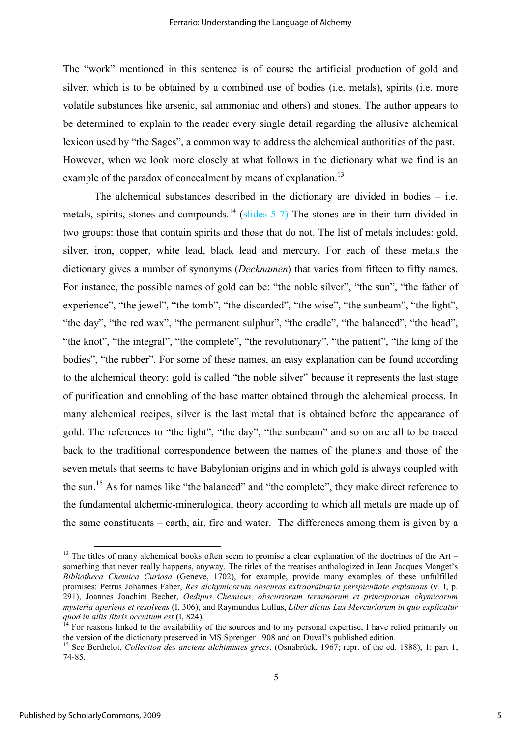The "work" mentioned in this sentence is of course the artificial production of gold and silver, which is to be obtained by a combined use of bodies (i.e. metals), spirits (i.e. more volatile substances like arsenic, sal ammoniac and others) and stones. The author appears to be determined to explain to the reader every single detail regarding the allusive alchemical lexicon used by "the Sages", a common way to address the alchemical authorities of the past. However, when we look more closely at what follows in the dictionary what we find is an example of the paradox of concealment by means of explanation.[13]

The alchemical substances described in the dictionary are divided in bodies – i.e. metals, spirits, stones and compounds.[14] (slides 5-7) The stones are in their turn divided in two groups: those that contain spirits and those that do not. The list of metals includes: gold, silver, iron, copper, white lead, black lead and mercury. For each of these metals the dictionary gives a number of synonyms (*Decknamen*) that varies from fifteen to fifty names. For instance, the possible names of gold can be: "the noble silver", "the sun", "the father of experience", "the jewel", "the tomb", "the discarded", "the wise", "the sunbeam", "the light", "the day", "the red wax", "the permanent sulphur", "the cradle", "the balanced", "the head", "the knot", "the integral", "the complete", "the revolutionary", "the patient", "the king of the bodies", "the rubber". For some of these names, an easy explanation can be found according to the alchemical theory: gold is called "the noble silver" because it represents the last stage of purification and ennobling of the base matter obtained through the alchemical process. In many alchemical recipes, silver is the last metal that is obtained before the appearance of gold. The references to "the light", "the day", "the sunbeam" and so on are all to be traced back to the traditional correspondence between the names of the planets and those of the seven metals that seems to have Babylonian origins and in which gold is always coupled with the sun.[15] As for names like "the balanced" and "the complete", they make direct reference to the fundamental alchemic-mineralogical theory according to which all metals are made up of the same constituents – earth, air, fire and water. The differences among them is given by a

---

[13] The titles of many alchemical books often seem to promise a clear explanation of the doctrines of the Art – something that never really happens, anyway. The titles of the treatises anthologized in Jean Jacques Manget's *Bibliotheca Chemica Curiosa* (Geneve, 1702), for example, provide many examples of these unfulfilled promises: Petrus Johannes Faber, *Res alchymicorum obscuras extraordinaria perspicuitate explanans* (v. I, p. 291), Joannes Joachim Becher, *Oedipus Chemicus, obscuriorum terminorum et principiorum chymicorum mysteria aperiens et resolvens* (I, 306), and Raymundus Lullus, *Liber dictus Lux Mercuriorum in quo explicatur quod in aliis libris occultum est* (I, 824).

[14] For reasons linked to the availability of the sources and to my personal expertise, I have relied primarily on the version of the dictionary preserved in MS Sprenger 1908 and on Duval's published edition.

[15] See Berthelot, *Collection des anciens alchimistes grecs*, (Osnabrück, 1967; repr. of the ed. 1888), 1: part 1, 74-85.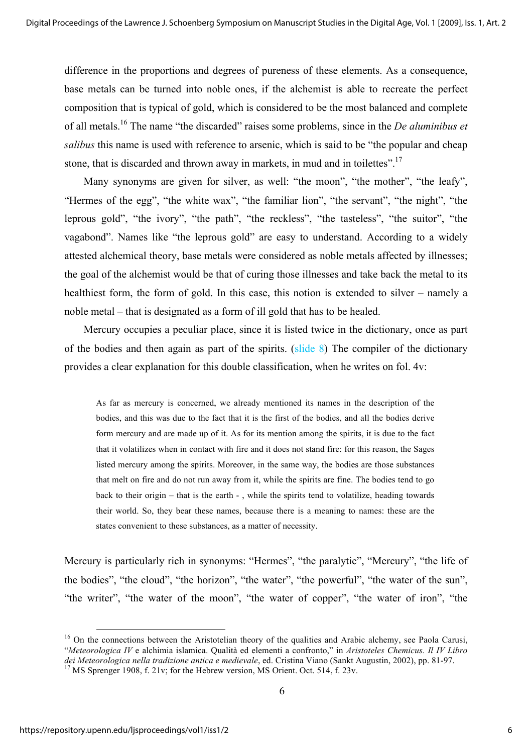difference in the proportions and degrees of pureness of these elements. As a consequence, base metals can be turned into noble ones, if the alchemist is able to recreate the perfect composition that is typical of gold, which is considered to be the most balanced and complete of all metals.[16] The name "the discarded" raises some problems, since in the *De aluminibus et salibus* this name is used with reference to arsenic, which is said to be "the popular and cheap stone, that is discarded and thrown away in markets, in mud and in toilettes".[17]

Many synonyms are given for silver, as well: "the moon", "the mother", "the leafy", "Hermes of the egg", "the white wax", "the familiar lion", "the servant", "the night", "the leprous gold", "the ivory", "the path", "the reckless", "the tasteless", "the suitor", "the vagabond". Names like "the leprous gold" are easy to understand. According to a widely attested alchemical theory, base metals were considered as noble metals affected by illnesses; the goal of the alchemist would be that of curing those illnesses and take back the metal to its healthiest form, the form of gold. In this case, this notion is extended to silver – namely a noble metal – that is designated as a form of ill gold that has to be healed.

Mercury occupies a peculiar place, since it is listed twice in the dictionary, once as part of the bodies and then again as part of the spirits. (slide 8) The compiler of the dictionary provides a clear explanation for this double classification, when he writes on fol. 4v:

> As far as mercury is concerned, we already mentioned its names in the description of the bodies, and this was due to the fact that it is the first of the bodies, and all the bodies derive form mercury and are made up of it. As for its mention among the spirits, it is due to the fact that it volatilizes when in contact with fire and it does not stand fire: for this reason, the Sages listed mercury among the spirits. Moreover, in the same way, the bodies are those substances that melt on fire and do not run away from it, while the spirits are fine. The bodies tend to go back to their origin – that is the earth - , while the spirits tend to volatilize, heading towards their world. So, they bear these names, because there is a meaning to names: these are the states convenient to these substances, as a matter of necessity.

Mercury is particularly rich in synonyms: "Hermes", "the paralytic", "Mercury", "the life of the bodies", "the cloud", "the horizon", "the water", "the powerful", "the water of the sun", "the writer", "the water of the moon", "the water of copper", "the water of iron", "the

---

[16] On the connections between the Aristotelian theory of the qualities and Arabic alchemy, see Paola Carusi, "*Meteorologica IV* e alchimia islamica. Qualità ed elementi a confronto," in *Aristoteles Chemicus. Il IV Libro dei Meteorologica nella tradizione antica e medievale*, ed. Cristina Viano (Sankt Augustin, 2002), pp. 81-97.

[17] MS Sprenger 1908, f. 21v; for the Hebrew version, MS Orient. Oct. 514, f. 23v.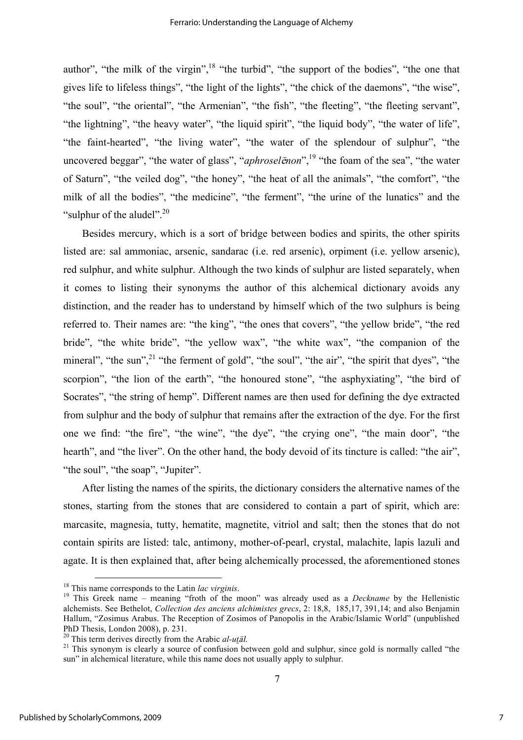author", "the milk of the virgin",[18] "the turbid", "the support of the bodies", "the one that gives life to lifeless things", "the light of the lights", "the chick of the daemons", "the wise", "the soul", "the oriental", "the Armenian", "the fish", "the fleeting", "the fleeting servant", "the lightning", "the heavy water", "the liquid spirit", "the liquid body", "the water of life", "the faint-hearted", "the living water", "the water of the splendour of sulphur", "the uncovered beggar", "the water of glass", "*aphroselēnon*",[19] "the foam of the sea", "the water of Saturn", "the veiled dog", "the honey", "the heat of all the animals", "the comfort", "the milk of all the bodies", "the medicine", "the ferment", "the urine of the lunatics" and the "sulphur of the aludel".[20]

Besides mercury, which is a sort of bridge between bodies and spirits, the other spirits listed are: sal ammoniac, arsenic, sandarac (i.e. red arsenic), orpiment (i.e. yellow arsenic), red sulphur, and white sulphur. Although the two kinds of sulphur are listed separately, when it comes to listing their synonyms the author of this alchemical dictionary avoids any distinction, and the reader has to understand by himself which of the two sulphurs is being referred to. Their names are: "the king", "the ones that covers", "the yellow bride", "the red bride", "the white bride", "the yellow wax", "the white wax", "the companion of the mineral", "the sun",[21] "the ferment of gold", "the soul", "the air", "the spirit that dyes", "the scorpion", "the lion of the earth", "the honoured stone", "the asphyxiating", "the bird of Socrates", "the string of hemp". Different names are then used for defining the dye extracted from sulphur and the body of sulphur that remains after the extraction of the dye. For the first one we find: "the fire", "the wine", "the dye", "the crying one", "the main door", "the hearth", and "the liver". On the other hand, the body devoid of its tincture is called: "the air", "the soul", "the soap", "Jupiter".

After listing the names of the spirits, the dictionary considers the alternative names of the stones, starting from the stones that are considered to contain a part of spirit, which are: marcasite, magnesia, tutty, hematite, magnetite, vitriol and salt; then the stones that do not contain spirits are listed: talc, antimony, mother-of-pearl, crystal, malachite, lapis lazuli and agate. It is then explained that, after being alchemically processed, the aforementioned stones

[18] This name corresponds to the Latin *lac virginis*.

[19] This Greek name – meaning "froth of the moon" was already used as a *Deckname* by the Hellenistic alchemists. See Bethelot, *Collection des anciens alchimistes grecs*, 2: 18,8, 185,17, 391,14; and also Benjamin Hallum, "Zosimus Arabus. The Reception of Zosimos of Panopolis in the Arabic/Islamic World" (unpublished PhD Thesis, London 2008), p. 231.

[20] This term derives directly from the Arabic *al-uṯāl.*

[21] This synonym is clearly a source of confusion between gold and sulphur, since gold is normally called "the sun" in alchemical literature, while this name does not usually apply to sulphur.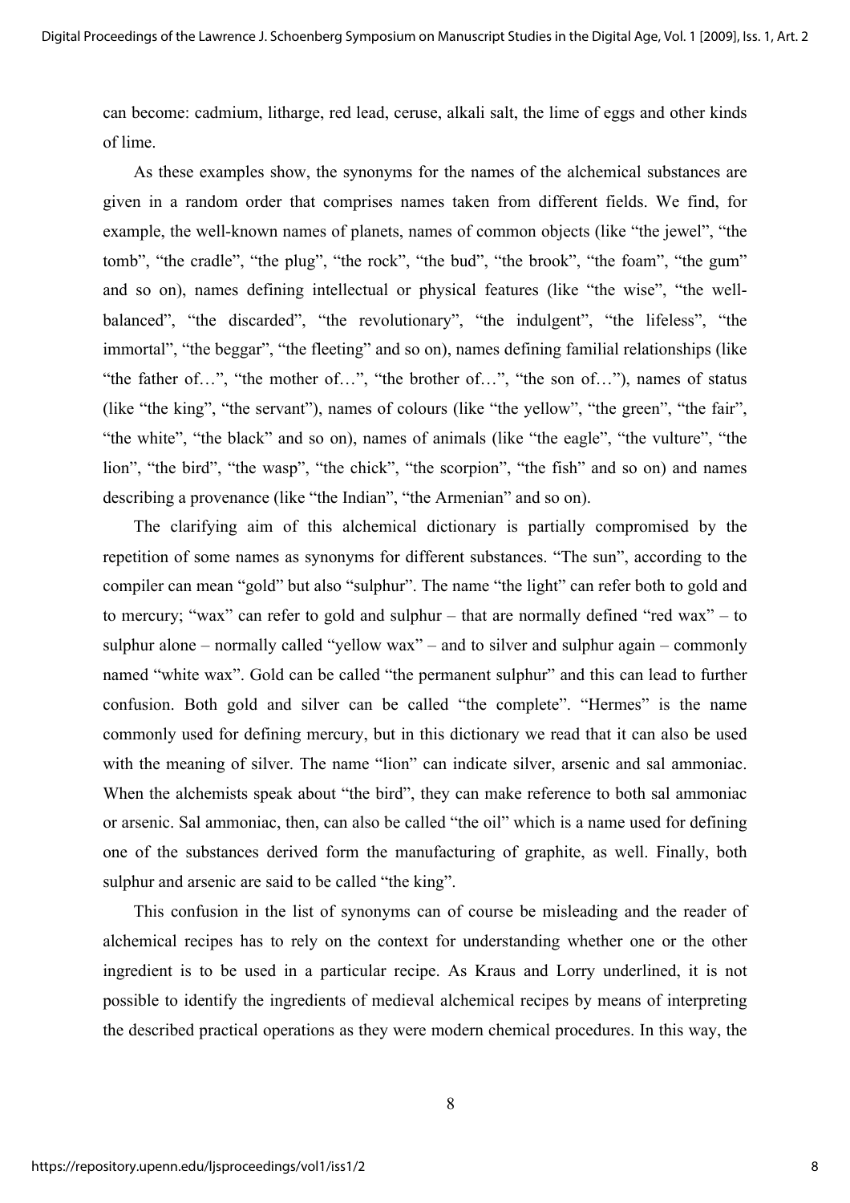can become: cadmium, litharge, red lead, ceruse, alkali salt, the lime of eggs and other kinds of lime.

As these examples show, the synonyms for the names of the alchemical substances are given in a random order that comprises names taken from different fields. We find, for example, the well-known names of planets, names of common objects (like "the jewel", "the tomb", "the cradle", "the plug", "the rock", "the bud", "the brook", "the foam", "the gum" and so on), names defining intellectual or physical features (like "the wise", "the well-balanced", "the discarded", "the revolutionary", "the indulgent", "the lifeless", "the immortal", "the beggar", "the fleeting" and so on), names defining familial relationships (like "the father of…", "the mother of…", "the brother of…", "the son of…"), names of status (like "the king", "the servant"), names of colours (like "the yellow", "the green", "the fair", "the white", "the black" and so on), names of animals (like "the eagle", "the vulture", "the lion", "the bird", "the wasp", "the chick", "the scorpion", "the fish" and so on) and names describing a provenance (like "the Indian", "the Armenian" and so on).

The clarifying aim of this alchemical dictionary is partially compromised by the repetition of some names as synonyms for different substances. "The sun", according to the compiler can mean "gold" but also "sulphur". The name "the light" can refer both to gold and to mercury; "wax" can refer to gold and sulphur – that are normally defined "red wax" – to sulphur alone – normally called "yellow wax" – and to silver and sulphur again – commonly named "white wax". Gold can be called "the permanent sulphur" and this can lead to further confusion. Both gold and silver can be called "the complete". "Hermes" is the name commonly used for defining mercury, but in this dictionary we read that it can also be used with the meaning of silver. The name "lion" can indicate silver, arsenic and sal ammoniac. When the alchemists speak about "the bird", they can make reference to both sal ammoniac or arsenic. Sal ammoniac, then, can also be called "the oil" which is a name used for defining one of the substances derived form the manufacturing of graphite, as well. Finally, both sulphur and arsenic are said to be called "the king".

This confusion in the list of synonyms can of course be misleading and the reader of alchemical recipes has to rely on the context for understanding whether one or the other ingredient is to be used in a particular recipe. As Kraus and Lorry underlined, it is not possible to identify the ingredients of medieval alchemical recipes by means of interpreting the described practical operations as they were modern chemical procedures. In this way, the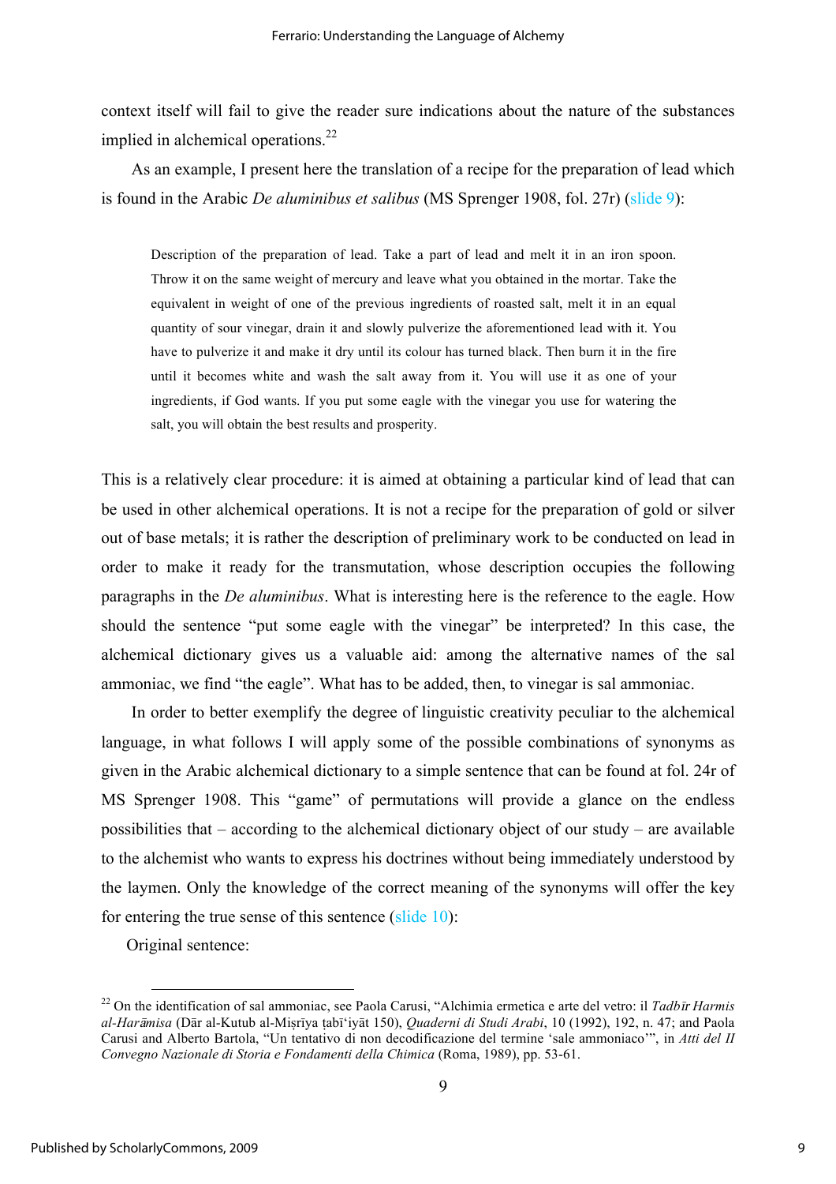context itself will fail to give the reader sure indications about the nature of the substances implied in alchemical operations.[22]

As an example, I present here the translation of a recipe for the preparation of lead which is found in the Arabic *De aluminibus et salibus* (MS Sprenger 1908, fol. 27r) (slide 9):

> Description of the preparation of lead. Take a part of lead and melt it in an iron spoon. Throw it on the same weight of mercury and leave what you obtained in the mortar. Take the equivalent in weight of one of the previous ingredients of roasted salt, melt it in an equal quantity of sour vinegar, drain it and slowly pulverize the aforementioned lead with it. You have to pulverize it and make it dry until its colour has turned black. Then burn it in the fire until it becomes white and wash the salt away from it. You will use it as one of your ingredients, if God wants. If you put some eagle with the vinegar you use for watering the salt, you will obtain the best results and prosperity.

This is a relatively clear procedure: it is aimed at obtaining a particular kind of lead that can be used in other alchemical operations. It is not a recipe for the preparation of gold or silver out of base metals; it is rather the description of preliminary work to be conducted on lead in order to make it ready for the transmutation, whose description occupies the following paragraphs in the *De aluminibus*. What is interesting here is the reference to the eagle. How should the sentence "put some eagle with the vinegar" be interpreted? In this case, the alchemical dictionary gives us a valuable aid: among the alternative names of the sal ammoniac, we find "the eagle". What has to be added, then, to vinegar is sal ammoniac.

In order to better exemplify the degree of linguistic creativity peculiar to the alchemical language, in what follows I will apply some of the possible combinations of synonyms as given in the Arabic alchemical dictionary to a simple sentence that can be found at fol. 24r of MS Sprenger 1908. This "game" of permutations will provide a glance on the endless possibilities that – according to the alchemical dictionary object of our study – are available to the alchemist who wants to express his doctrines without being immediately understood by the laymen. Only the knowledge of the correct meaning of the synonyms will offer the key for entering the true sense of this sentence (slide 10):

Original sentence:

---

[22] On the identification of sal ammoniac, see Paola Carusi, "Alchimia ermetica e arte del vetro: il *Tadbīr Harmis al-Harāmisa* (Dār al-Kutub al-Miṣrīya ṭabī'iyāt 150), *Quaderni di Studi Arabi*, 10 (1992), 192, n. 47; and Paola Carusi and Alberto Bartola, "Un tentativo di non decodificazione del termine 'sale ammoniaco'", in *Atti del II Convegno Nazionale di Storia e Fondamenti della Chimica* (Roma, 1989), pp. 53-61.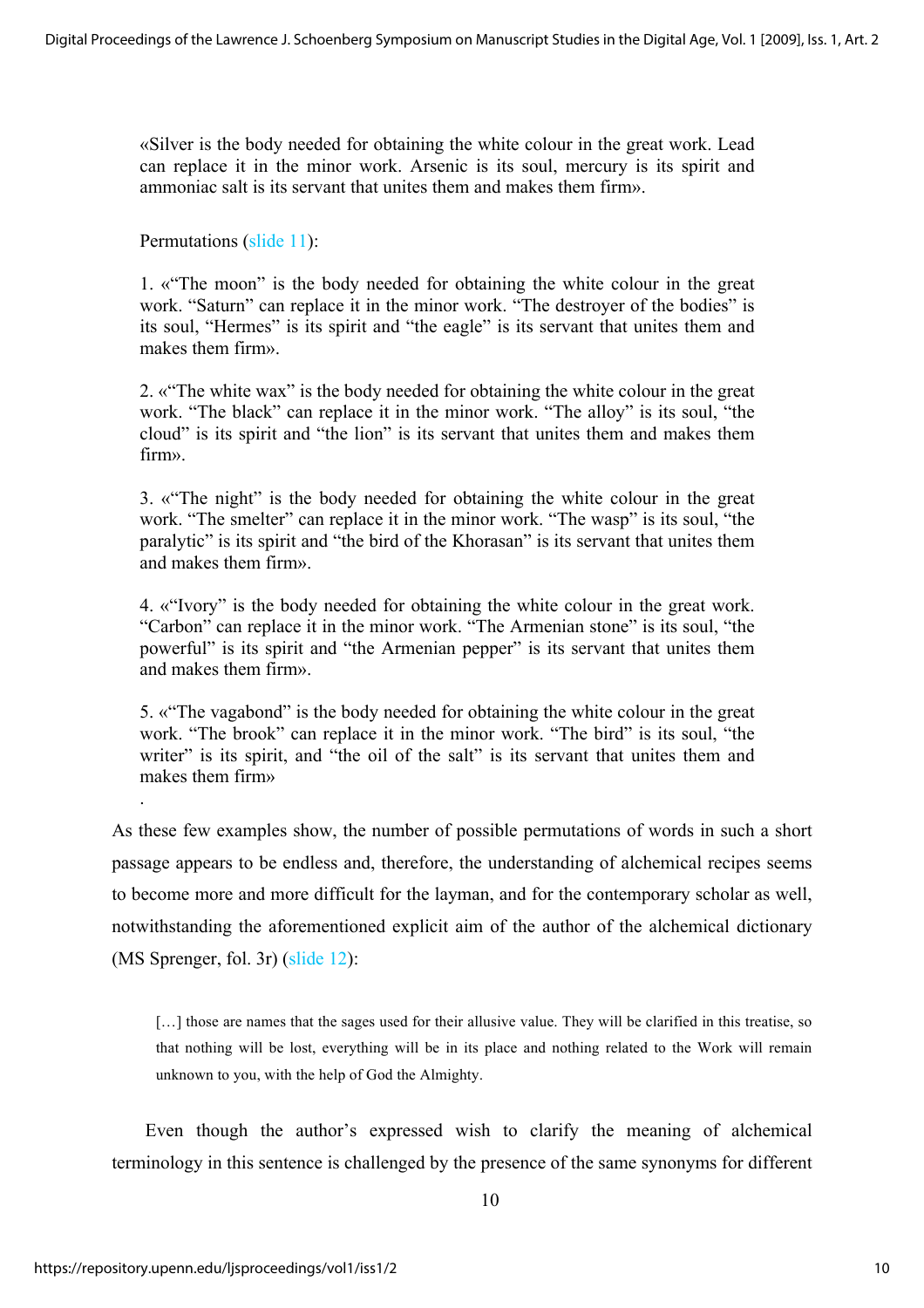«Silver is the body needed for obtaining the white colour in the great work. Lead can replace it in the minor work. Arsenic is its soul, mercury is its spirit and ammoniac salt is its servant that unites them and makes them firm».

Permutations (slide 11):

1. «"The moon" is the body needed for obtaining the white colour in the great work. "Saturn" can replace it in the minor work. "The destroyer of the bodies" is its soul, "Hermes" is its spirit and "the eagle" is its servant that unites them and makes them firm».

2. «"The white wax" is the body needed for obtaining the white colour in the great work. "The black" can replace it in the minor work. "The alloy" is its soul, "the cloud" is its spirit and "the lion" is its servant that unites them and makes them firm».

3. «"The night" is the body needed for obtaining the white colour in the great work. "The smelter" can replace it in the minor work. "The wasp" is its soul, "the paralytic" is its spirit and "the bird of the Khorasan" is its servant that unites them and makes them firm».

4. «"Ivory" is the body needed for obtaining the white colour in the great work. "Carbon" can replace it in the minor work. "The Armenian stone" is its soul, "the powerful" is its spirit and "the Armenian pepper" is its servant that unites them and makes them firm».

5. «"The vagabond" is the body needed for obtaining the white colour in the great work. "The brook" can replace it in the minor work. "The bird" is its soul, "the writer" is its spirit, and "the oil of the salt" is its servant that unites them and makes them firm»

.

As these few examples show, the number of possible permutations of words in such a short passage appears to be endless and, therefore, the understanding of alchemical recipes seems to become more and more difficult for the layman, and for the contemporary scholar as well, notwithstanding the aforementioned explicit aim of the author of the alchemical dictionary (MS Sprenger, fol. 3r) (slide 12):

> […] those are names that the sages used for their allusive value. They will be clarified in this treatise, so that nothing will be lost, everything will be in its place and nothing related to the Work will remain unknown to you, with the help of God the Almighty.

Even though the author's expressed wish to clarify the meaning of alchemical terminology in this sentence is challenged by the presence of the same synonyms for different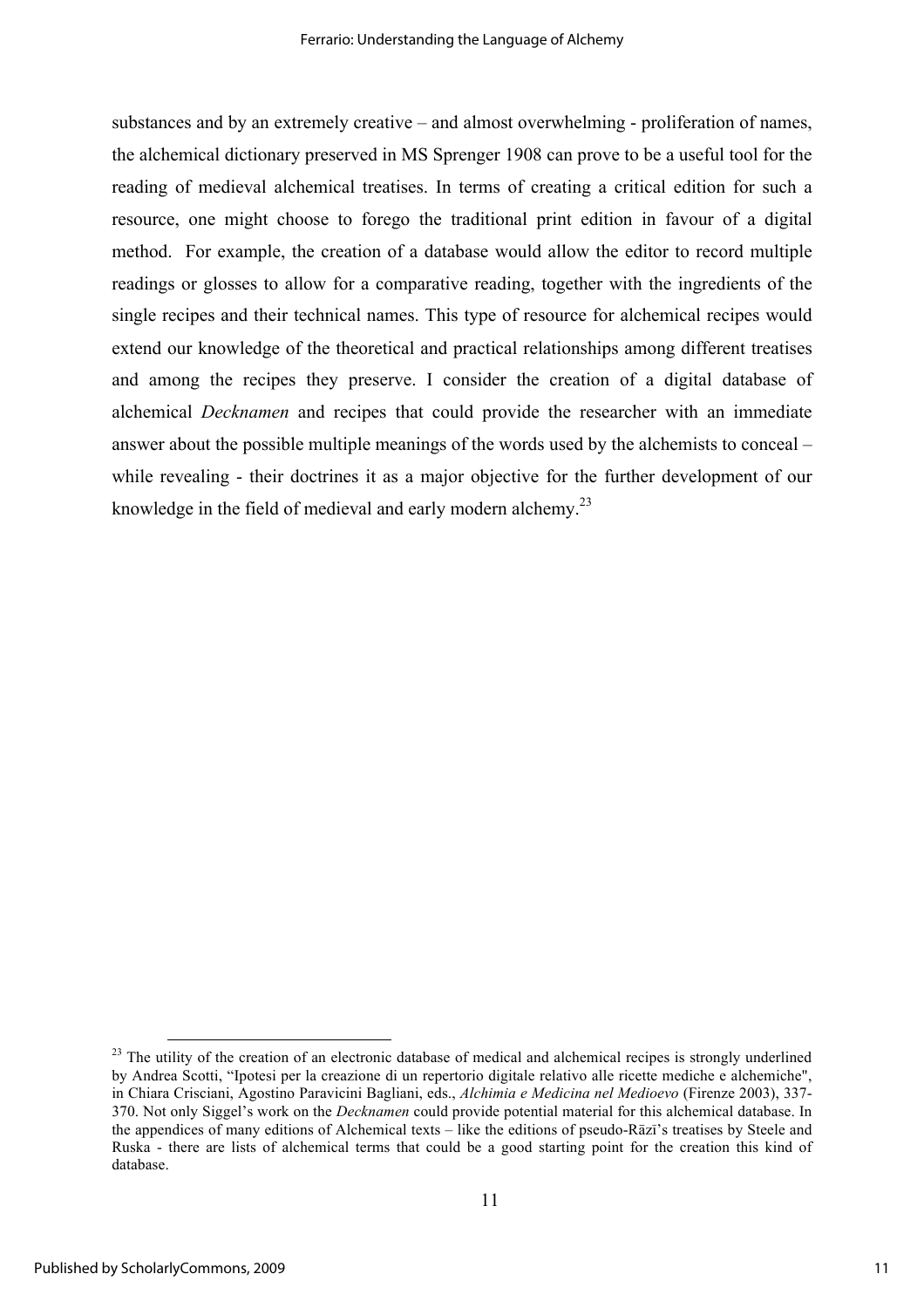substances and by an extremely creative – and almost overwhelming - proliferation of names, the alchemical dictionary preserved in MS Sprenger 1908 can prove to be a useful tool for the reading of medieval alchemical treatises. In terms of creating a critical edition for such a resource, one might choose to forego the traditional print edition in favour of a digital method. For example, the creation of a database would allow the editor to record multiple readings or glosses to allow for a comparative reading, together with the ingredients of the single recipes and their technical names. This type of resource for alchemical recipes would extend our knowledge of the theoretical and practical relationships among different treatises and among the recipes they preserve. I consider the creation of a digital database of alchemical *Decknamen* and recipes that could provide the researcher with an immediate answer about the possible multiple meanings of the words used by the alchemists to conceal – while revealing - their doctrines it as a major objective for the further development of our knowledge in the field of medieval and early modern alchemy.[23]

---

[23] The utility of the creation of an electronic database of medical and alchemical recipes is strongly underlined by Andrea Scotti, "Ipotesi per la creazione di un repertorio digitale relativo alle ricette mediche e alchemiche", in Chiara Crisciani, Agostino Paravicini Bagliani, eds., *Alchimia e Medicina nel Medioevo* (Firenze 2003), 337-370. Not only Siggel's work on the *Decknamen* could provide potential material for this alchemical database. In the appendices of many editions of Alchemical texts – like the editions of pseudo-Rāzī's treatises by Steele and Ruska - there are lists of alchemical terms that could be a good starting point for the creation this kind of database.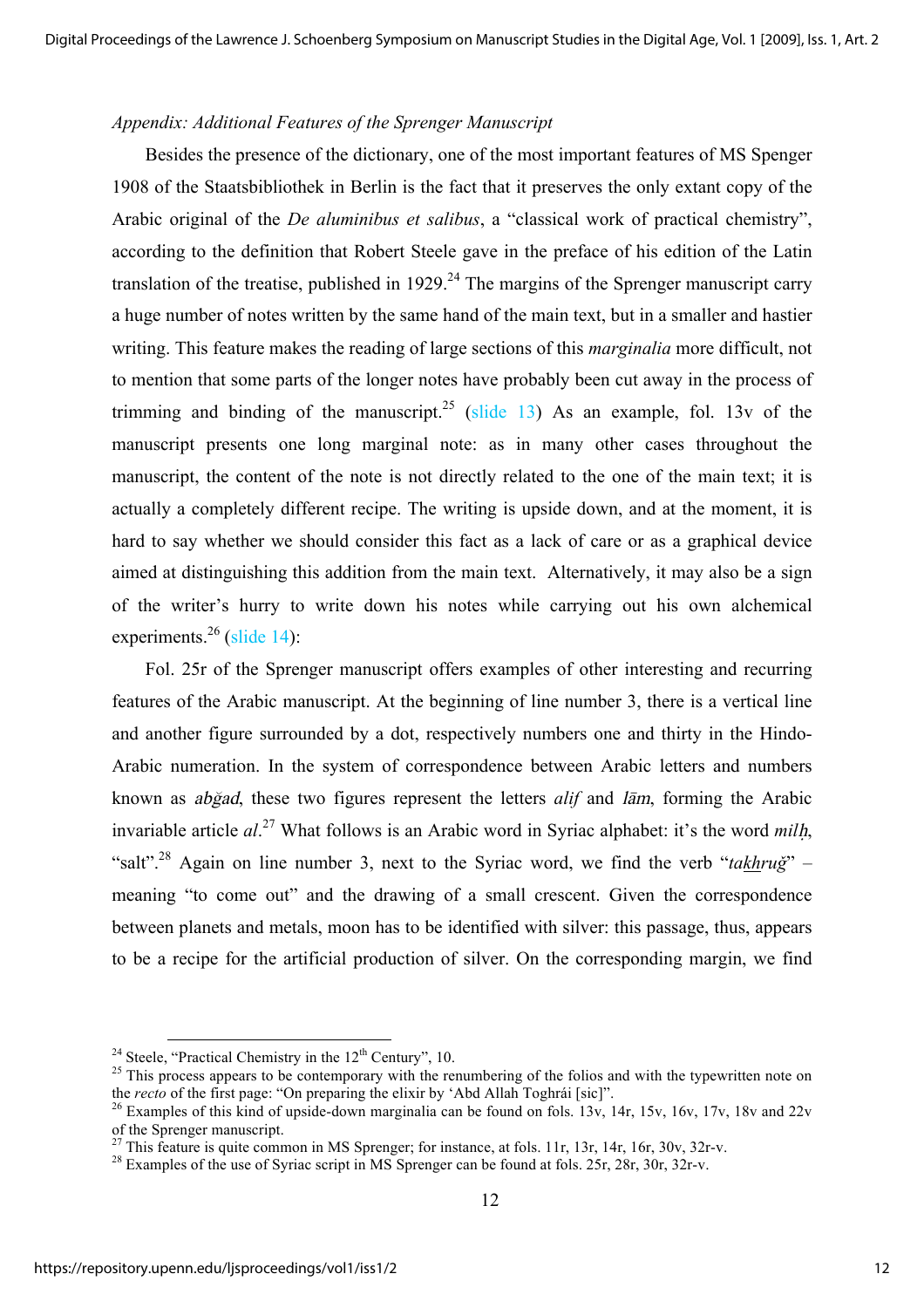*Appendix: Additional Features of the Sprenger Manuscript*

Besides the presence of the dictionary, one of the most important features of MS Spenger 1908 of the Staatsbibliothek in Berlin is the fact that it preserves the only extant copy of the Arabic original of the *De aluminibus et salibus*, a "classical work of practical chemistry", according to the definition that Robert Steele gave in the preface of his edition of the Latin translation of the treatise, published in 1929.[24] The margins of the Sprenger manuscript carry a huge number of notes written by the same hand of the main text, but in a smaller and hastier writing. This feature makes the reading of large sections of this *marginalia* more difficult, not to mention that some parts of the longer notes have probably been cut away in the process of trimming and binding of the manuscript.[25] (slide 13) As an example, fol. 13v of the manuscript presents one long marginal note: as in many other cases throughout the manuscript, the content of the note is not directly related to the one of the main text; it is actually a completely different recipe. The writing is upside down, and at the moment, it is hard to say whether we should consider this fact as a lack of care or as a graphical device aimed at distinguishing this addition from the main text. Alternatively, it may also be a sign of the writer's hurry to write down his notes while carrying out his own alchemical experiments.[26] (slide 14):

Fol. 25r of the Sprenger manuscript offers examples of other interesting and recurring features of the Arabic manuscript. At the beginning of line number 3, there is a vertical line and another figure surrounded by a dot, respectively numbers one and thirty in the Hindo-Arabic numeration. In the system of correspondence between Arabic letters and numbers known as *abǧad*, these two figures represent the letters *alif* and *lām*, forming the Arabic invariable article *al*.[27] What follows is an Arabic word in Syriac alphabet: it's the word *milḥ*, "salt".[28] Again on line number 3, next to the Syriac word, we find the verb "*ta<u>kh</u>ruǧ*" – meaning "to come out" and the drawing of a small crescent. Given the correspondence between planets and metals, moon has to be identified with silver: this passage, thus, appears to be a recipe for the artificial production of silver. On the corresponding margin, we find

---

[24] Steele, "Practical Chemistry in the 12th Century", 10.

[25] This process appears to be contemporary with the renumbering of the folios and with the typewritten note on the *recto* of the first page: "On preparing the elixir by 'Abd Allah Toghrái [sic]".

[26] Examples of this kind of upside-down marginalia can be found on fols. 13v, 14r, 15v, 16v, 17v, 18v and 22v of the Sprenger manuscript.

[27] This feature is quite common in MS Sprenger; for instance, at fols. 11r, 13r, 14r, 16r, 30v, 32r-v.

[28] Examples of the use of Syriac script in MS Sprenger can be found at fols. 25r, 28r, 30r, 32r-v.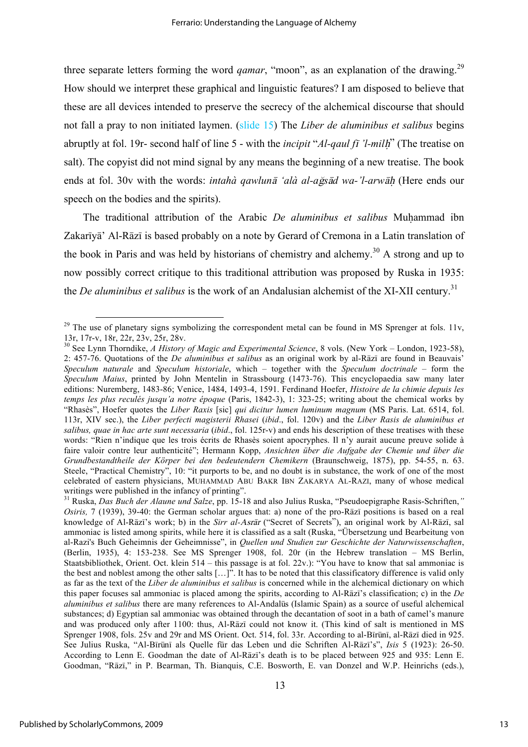three separate letters forming the word *qamar*, "moon", as an explanation of the drawing.[29] How should we interpret these graphical and linguistic features? I am disposed to believe that these are all devices intended to preserve the secrecy of the alchemical discourse that should not fall a pray to non initiated laymen. (slide 15) The *Liber de aluminibus et salibus* begins abruptly at fol. 19r- second half of line 5 - with the *incipit* "*Al-qaul fī 'l-milḥ*" (The treatise on salt). The copyist did not mind signal by any means the beginning of a new treatise. The book ends at fol. 30v with the words: *intahà qawlunā 'alà al-aǧsād wa-'l-arwāḥ* (Here ends our speech on the bodies and the spirits).

The traditional attribution of the Arabic *De aluminibus et salibus* Muḥammad ibn Zakarīyā' Al-Rāzī is based probably on a note by Gerard of Cremona in a Latin translation of the book in Paris and was held by historians of chemistry and alchemy.[30] A strong and up to now possibly correct critique to this traditional attribution was proposed by Ruska in 1935: the *De aluminibus et salibus* is the work of an Andalusian alchemist of the XI-XII century.[31]

---

[29] The use of planetary signs symbolizing the correspondent metal can be found in MS Sprenger at fols. 11v, 13r, 17r-v, 18r, 22r, 23v, 25r, 28v.

[30] See Lynn Thorndike, *A History of Magic and Experimental Science*, 8 vols. (New York – London, 1923-58), 2: 457-76. Quotations of the *De aluminibus et salibus* as an original work by al-Rāzī are found in Beauvais' *Speculum naturale* and *Speculum historiale*, which – together with the *Speculum doctrinale* – form the *Speculum Maius*, printed by John Mentelin in Strassbourg (1473-76). This encyclopaedia saw many later editions: Nuremberg, 1483-86; Venice, 1484, 1493-4, 1591. Ferdinand Hoefer, *Histoire de la chimie depuis les temps les plus reculés jusqu'a notre époque* (Paris, 1842-3), 1: 323-25; writing about the chemical works by "Rhasès", Hoefer quotes the *Liber Raxis* [sic] *qui dicitur lumen luminum magnum* (MS Paris. Lat. 6514, fol. 113r, XIV sec.), the *Liber perfecti magisterii Rhasei* (*ibid*., fol. 120v) and the *Liber Rasis de aluminibus et salibus, quae in hac arte sunt necessaria* (*ibid*., fol. 125r-v) and ends his description of these treatises with these words: "Rien n'indique que les trois écrits de Rhasès soient apocryphes. Il n'y aurait aucune preuve solide à faire valoir contre leur authenticité"; Hermann Kopp, *Ansichten über die Aufgabe der Chemie und über die Grundbestandtheile der Körper bei den bedeutendern Chemikern* (Braunschweig, 1875), pp. 54-55, n. 63. Steele, "Practical Chemistry", 10: "it purports to be, and no doubt is in substance, the work of one of the most celebrated of eastern physicians, MUHAMMAD ABU BAKR IBN ZAKARYA AL-RAZI, many of whose medical writings were published in the infancy of printing".

[31] Ruska, *Das Buch der Alaune und Salze*, pp. 15-18 and also Julius Ruska, "Pseudoepigraphe Rasis-Schriften," *Osiris,* 7 (1939), 39-40: the German scholar argues that: a) none of the pro-Rāzī positions is based on a real knowledge of Al-Rāzī's work; b) in the *Sirr al-Asrār* ("Secret of Secrets"), an original work by Al-Rāzī, sal ammoniac is listed among spirits, while here it is classified as a salt (Ruska, "Übersetzung und Bearbeitung von al-Razi's Buch Geheimnis der Geheimnisse", in *Quellen und Studien zur Geschichte der Naturwissenschaften*, (Berlin, 1935), 4: 153-238. See MS Sprenger 1908, fol. 20r (in the Hebrew translation – MS Berlin, Staatsbibliothek, Orient. Oct. klein 514 – this passage is at fol. 22v.): "You have to know that sal ammoniac is the best and noblest among the other salts […]". It has to be noted that this classificatory difference is valid only as far as the text of the *Liber de aluminibus et salibus* is concerned while in the alchemical dictionary on which this paper focuses sal ammoniac is placed among the spirits, according to Al-Rāzī's classification; c) in the *De aluminibus et salibus* there are many references to Al-Andalūs (Islamic Spain) as a source of useful alchemical substances; d) Egyptian sal ammoniac was obtained through the decantation of soot in a bath of camel's manure and was produced only after 1100: thus, Al-Rāzī could not know it. (This kind of salt is mentioned in MS Sprenger 1908, fols. 25v and 29r and MS Orient. Oct. 514, fol. 33r. According to al-Bīrūnī, al-Rāzī died in 925. See Julius Ruska, "Al-Bīrūnī als Quelle für das Leben und die Schriften Al-Rāzī's", *Isis* 5 (1923): 26-50. According to Lenn E. Goodman the date of Al-Rāzī's death is to be placed between 925 and 935: Lenn E. Goodman, "Rāzī," in P. Bearman, Th. Bianquis, C.E. Bosworth, E. van Donzel and W.P. Heinrichs (eds.),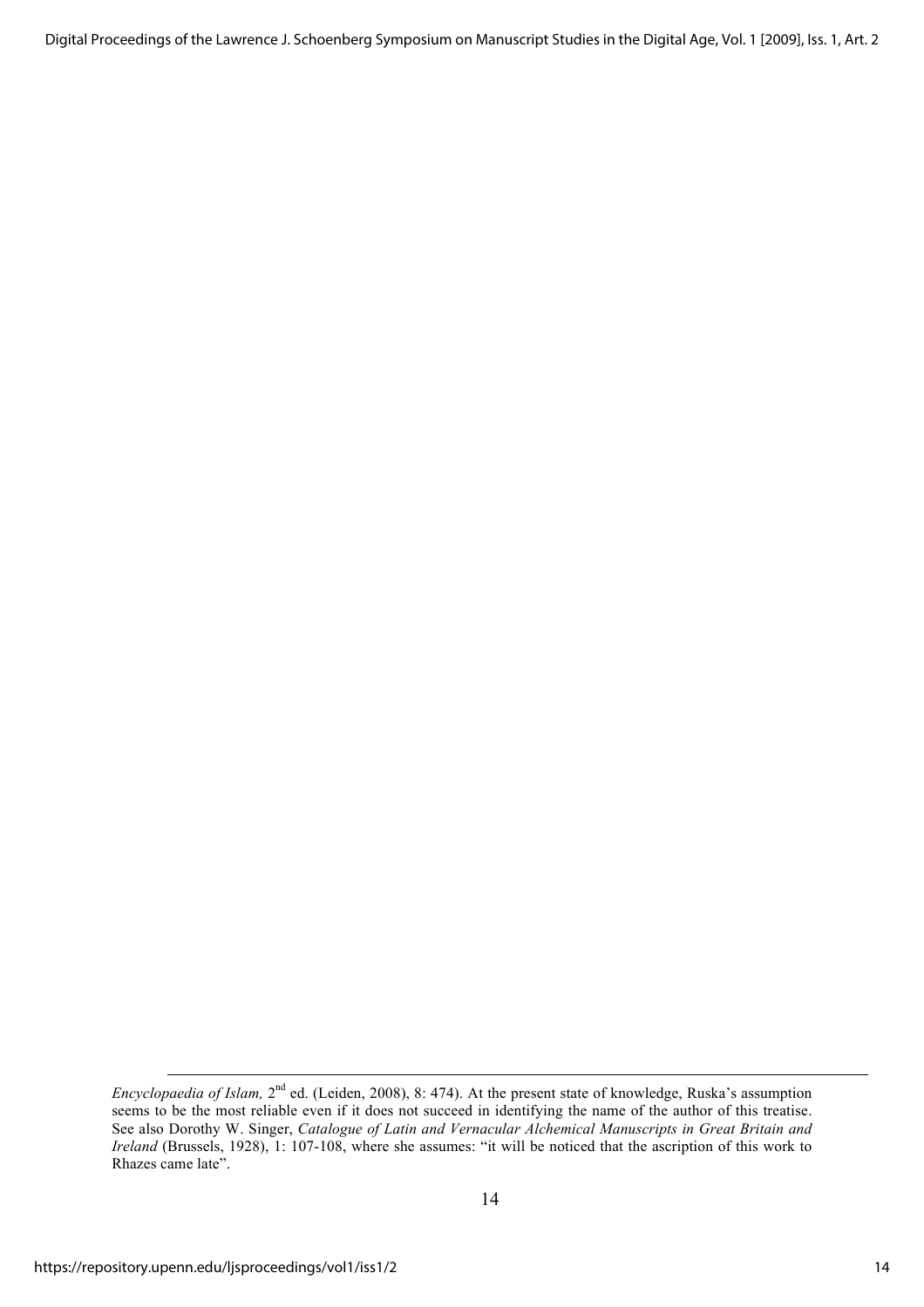*Encyclopaedia of Islam,* 2nd ed. (Leiden, 2008), 8: 474). At the present state of knowledge, Ruska's assumption seems to be the most reliable even if it does not succeed in identifying the name of the author of this treatise. See also Dorothy W. Singer, *Catalogue of Latin and Vernacular Alchemical Manuscripts in Great Britain and Ireland* (Brussels, 1928), 1: 107-108, where she assumes: "it will be noticed that the ascription of this work to Rhazes came late".